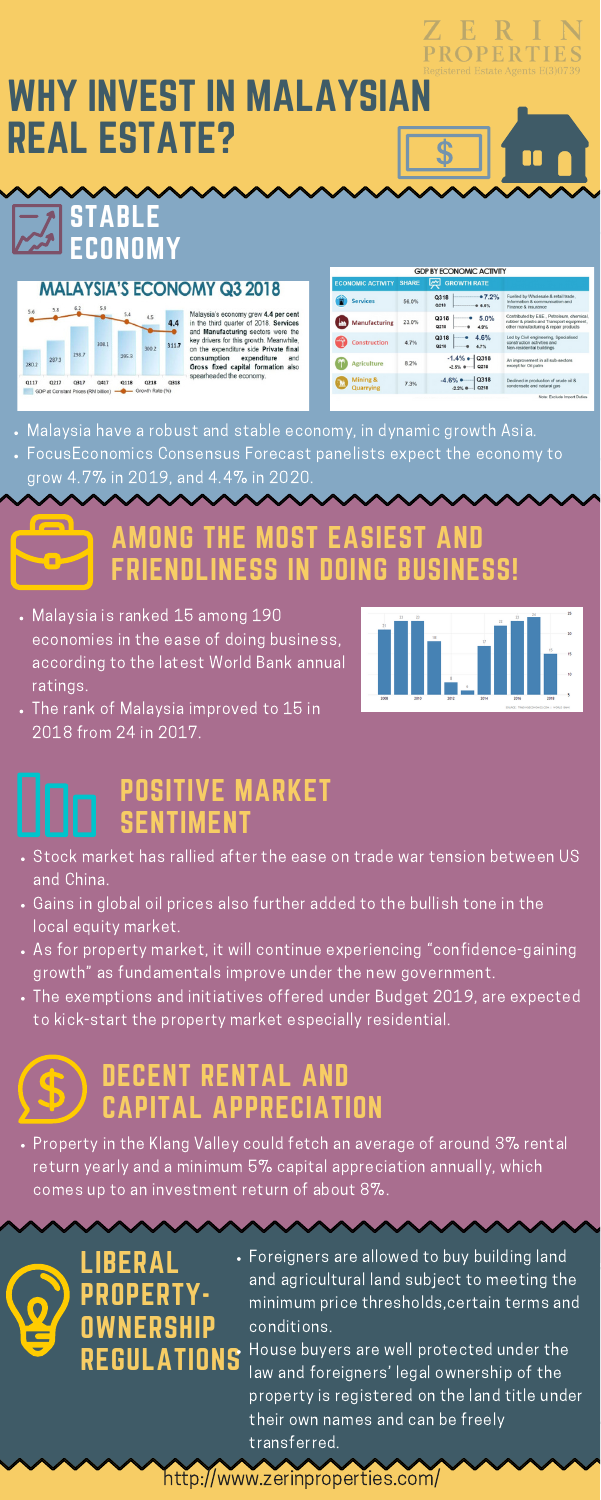ZERIN PROPERTIES

Registered Estate Agents E(3)0739

# WHY INVEST IN MALAYSIAN REAL ESTATE?

## STABLE ECONOMY

### MALAYSIA'S ECONOMY Q3 2018

Malaysia's economy grew 4.4 per cent in the third quarter of 2018. Services and Manufacturing sectors were the key drivers for this growth. Meanwhile, on the expenditure side Private final consumption expenditure and Gross fixed capital formation also spearheaded the economy.

**GDP BY ECONOMIC ACTIVITY**

| ECONOMIC ACTIVITY | SHARE | GROWTH RATE | |
|---|---|---|---|
| Services | 56.0% | Q318 7.2%, Q218 6.5% | Fuelled by Wholesale & retail trade, Information & communication and Finance & insurance |
| Manufacturing | 23.0% | Q318 5.0%, Q218 4.9% | Contributed by E&E, Petroleum, chemical, rubber & plastic and Transport equipment, other manufacturing & repair products |
| Construction | 4.7% | Q318 4.6%, Q218 4.7% | Led by Civil engineering, Specialised construction activities and Non-residential buildings |
| Agriculture | 8.2% | -1.4% Q318, -2.5% Q218 | An improvement in all sub-sectors except for Oil palm |
| Mining & Quarrying | 7.3% | -4.6% Q318, -2.2% Q218 | Declined in production of crude oil & condensate and natural gas |

Note: Exclude Import Duties

- Malaysia have a robust and stable economy, in dynamic growth Asia.
- FocusEconomics Consensus Forecast panelists expect the economy to grow 4.7% in 2019, and 4.4% in 2020.

## AMONG THE MOST EASIEST AND FRIENDLINESS IN DOING BUSINESS!

- Malaysia is ranked 15 among 190 economies in the ease of doing business, according to the latest World Bank annual ratings.
- The rank of Malaysia improved to 15 in 2018 from 24 in 2017.

## POSITIVE MARKET SENTIMENT

- Stock market has rallied after the ease on trade war tension between US and China.
- Gains in global oil prices also further added to the bullish tone in the local equity market.
- As for property market, it will continue experiencing "confidence-gaining growth" as fundamentals improve under the new government.
- The exemptions and initiatives offered under Budget 2019, are expected to kick-start the property market especially residential.

## DECENT RENTAL AND CAPITAL APPRECIATION

- Property in the Klang Valley could fetch an average of around 3% rental return yearly and a minimum 5% capital appreciation annually, which comes up to an investment return of about 8%.

## LIBERAL PROPERTY-OWNERSHIP REGULATIONS

- Foreigners are allowed to buy building land and agricultural land subject to meeting the minimum price thresholds,certain terms and conditions.
- House buyers are well protected under the law and foreigners' legal ownership of the property is registered on the land title under their own names and can be freely transferred.

http://www.zerinproperties.com/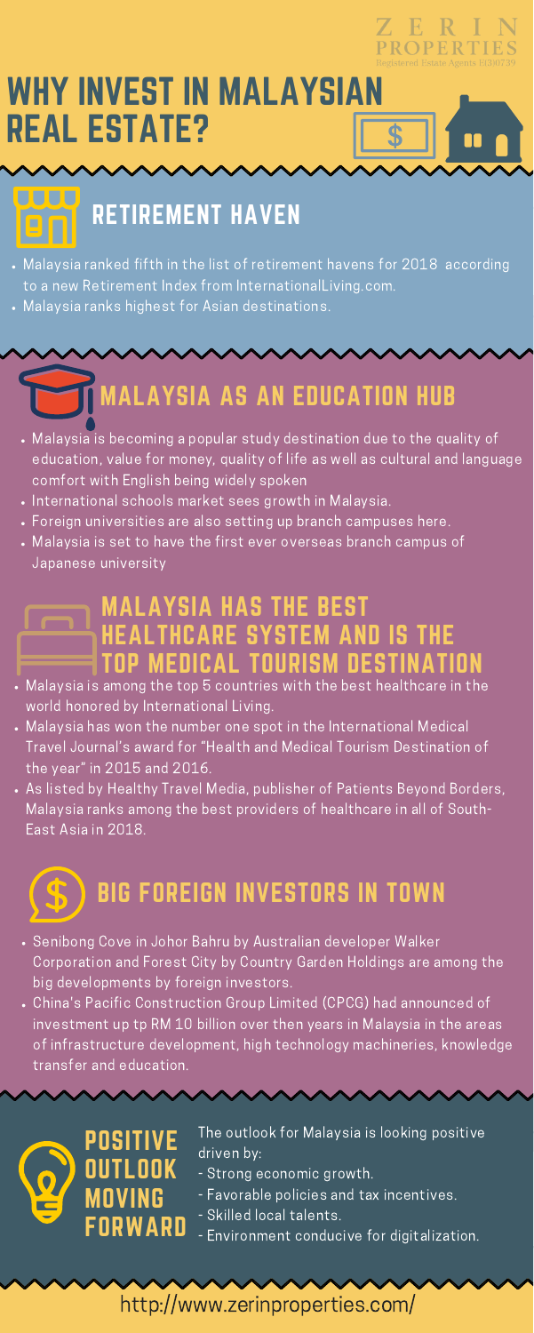ZERIN PROPERTIES
Registered Estate Agents E(3)0739

# WHY INVEST IN MALAYSIAN REAL ESTATE?

## RETIREMENT HAVEN

- Malaysia ranked fifth in the list of retirement havens for 2018 according to a new Retirement Index from InternationalLiving.com.
- Malaysia ranks highest for Asian destinations.

## MALAYSIA AS AN EDUCATION HUB

- Malaysia is becoming a popular study destination due to the quality of education, value for money, quality of life as well as cultural and language comfort with English being widely spoken
- International schools market sees growth in Malaysia.
- Foreign universities are also setting up branch campuses here.
- Malaysia is set to have the first ever overseas branch campus of Japanese university

## MALAYSIA HAS THE BEST HEALTHCARE SYSTEM AND IS THE TOP MEDICAL TOURISM DESTINATION

- Malaysia is among the top 5 countries with the best healthcare in the world honored by International Living.
- Malaysia has won the number one spot in the International Medical Travel Journal's award for "Health and Medical Tourism Destination of the year" in 2015 and 2016.
- As listed by Healthy Travel Media, publisher of Patients Beyond Borders, Malaysia ranks among the best providers of healthcare in all of South-East Asia in 2018.

## BIG FOREIGN INVESTORS IN TOWN

- Senibong Cove in Johor Bahru by Australian developer Walker Corporation and Forest City by Country Garden Holdings are among the big developments by foreign investors.
- China's Pacific Construction Group Limited (CPCG) had announced of investment up tp RM 10 billion over then years in Malaysia in the areas of infrastructure development, high technology machineries, knowledge transfer and education.

## POSITIVE OUTLOOK MOVING FORWARD

The outlook for Malaysia is looking positive driven by:
- Strong economic growth.
- Favorable policies and tax incentives.
- Skilled local talents.
- Environment conducive for digitalization.

http://www.zerinproperties.com/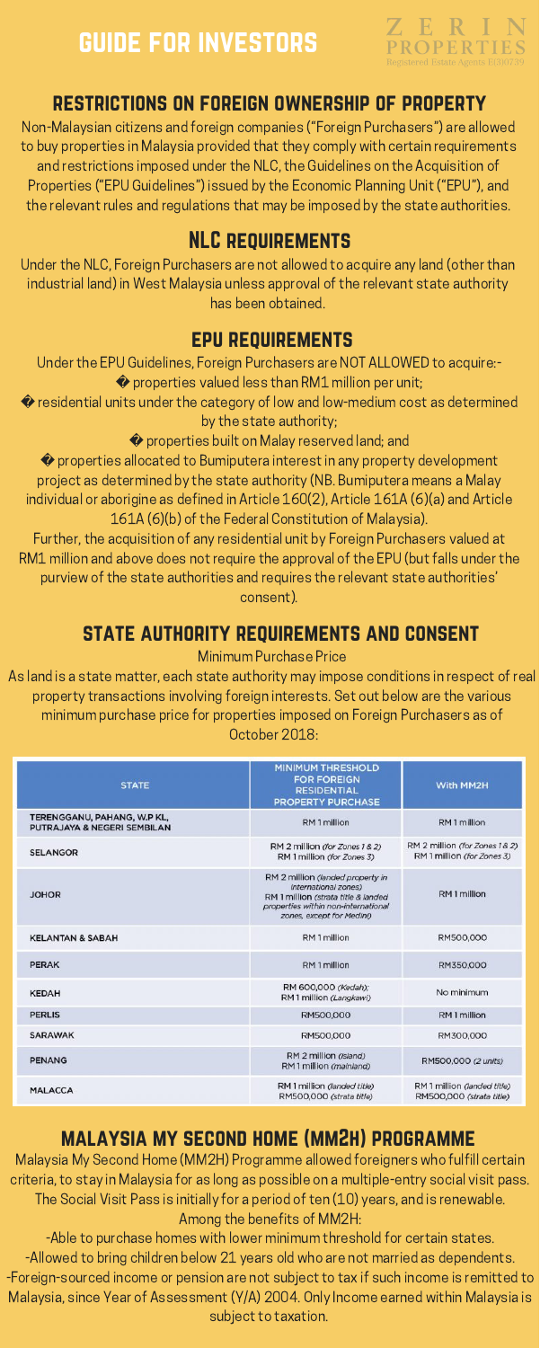# GUIDE FOR INVESTORS

ZERIN PROPERTIES
Registered Estate Agents E(3)0739

## RESTRICTIONS ON FOREIGN OWNERSHIP OF PROPERTY

Non-Malaysian citizens and foreign companies ("Foreign Purchasers") are allowed to buy properties in Malaysia provided that they comply with certain requirements and restrictions imposed under the NLC, the Guidelines on the Acquisition of Properties ("EPU Guidelines") issued by the Economic Planning Unit ("EPU"), and the relevant rules and regulations that may be imposed by the state authorities.

## NLC REQUIREMENTS

Under the NLC, Foreign Purchasers are not allowed to acquire any land (other than industrial land) in West Malaysia unless approval of the relevant state authority has been obtained.

## EPU REQUIREMENTS

Under the EPU Guidelines, Foreign Purchasers are NOT ALLOWED to acquire:-

� properties valued less than RM1 million per unit;

� residential units under the category of low and low-medium cost as determined by the state authority;

� properties built on Malay reserved land; and

� properties allocated to Bumiputera interest in any property development project as determined by the state authority (NB. Bumiputera means a Malay individual or aborigine as defined in Article 160(2), Article 161A (6)(a) and Article 161A (6)(b) of the Federal Constitution of Malaysia).

Further, the acquisition of any residential unit by Foreign Purchasers valued at RM1 million and above does not require the approval of the EPU (but falls under the purview of the state authorities and requires the relevant state authorities' consent).

## STATE AUTHORITY REQUIREMENTS AND CONSENT

Minimum Purchase Price

As land is a state matter, each state authority may impose conditions in respect of real property transactions involving foreign interests. Set out below are the various minimum purchase price for properties imposed on Foreign Purchasers as of October 2018:

| STATE | MINIMUM THRESHOLD FOR FOREIGN RESIDENTIAL PROPERTY PURCHASE | With MM2H |
|---|---|---|
| TERENGGANU, PAHANG, W.P KL, PUTRAJAYA & NEGERI SEMBILAN | RM 1 million | RM 1 million |
| SELANGOR | RM 2 million *(for Zones 1 & 2)* RM 1 million *(for Zones 3)* | RM 2 million *(for Zones 1 & 2)* RM 1 million *(for Zones 3)* |
| JOHOR | RM 2 million *(landed property in international zones)* RM 1 million *(strata title & landed properties within non-international zones, except for Medini)* | RM 1 million |
| KELANTAN & SABAH | RM 1 million | RM500,000 |
| PERAK | RM 1 million | RM350,000 |
| KEDAH | RM 600,000 *(Kedah)*; RM 1 million *(Langkawi)* | No minimum |
| PERLIS | RM500,000 | RM 1 million |
| SARAWAK | RM500,000 | RM300,000 |
| PENANG | RM 2 million *(island)* RM 1 million *(mainland)* | RM500,000 *(2 units)* |
| MALACCA | RM 1 million *(landed title)* RM500,000 *(strata title)* | RM 1 million *(landed title)* RM500,000 *(strata title)* |

## MALAYSIA MY SECOND HOME (MM2H) PROGRAMME

Malaysia My Second Home (MM2H) Programme allowed foreigners who fulfill certain criteria, to stay in Malaysia for as long as possible on a multiple-entry social visit pass. The Social Visit Pass is initially for a period of ten (10) years, and is renewable. Among the benefits of MM2H:

-Able to purchase homes with lower minimum threshold for certain states.

-Allowed to bring children below 21 years old who are not married as dependents.

-Foreign-sourced income or pension are not subject to tax if such income is remitted to Malaysia, since Year of Assessment (Y/A) 2004. Only Income earned within Malaysia is subject to taxation.